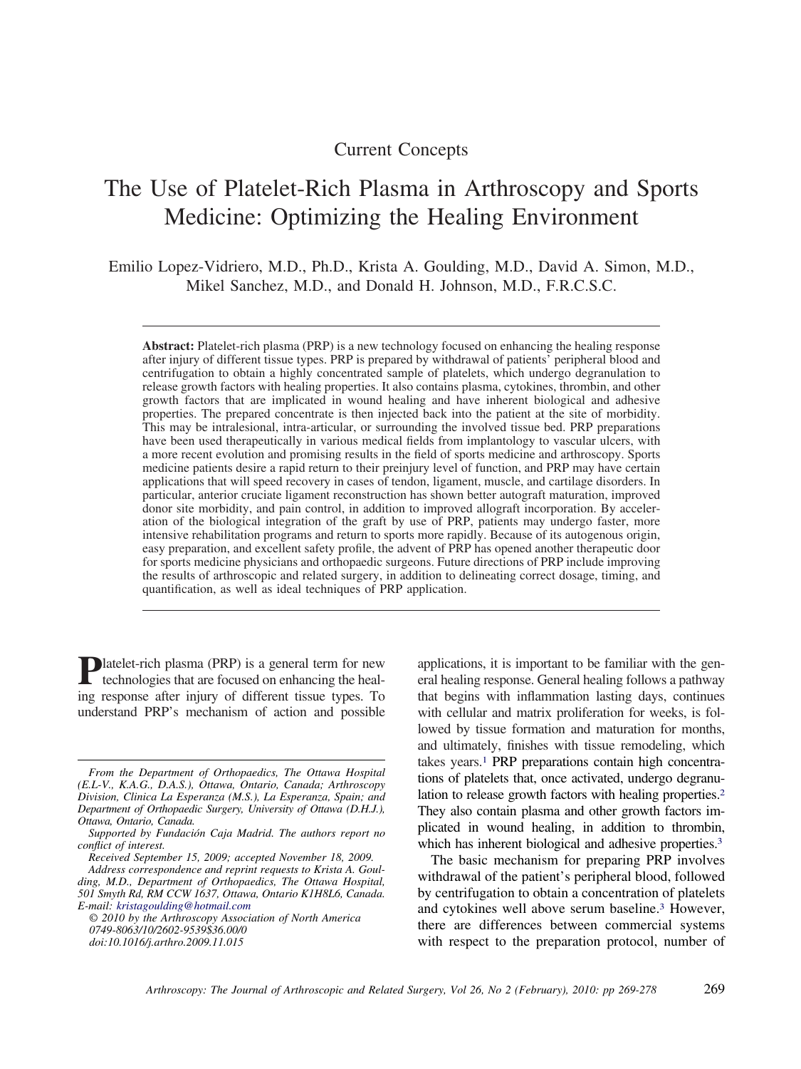Current Concepts

# The Use of Platelet-Rich Plasma in Arthroscopy and Sports Medicine: Optimizing the Healing Environment

Emilio Lopez-Vidriero, M.D., Ph.D., Krista A. Goulding, M.D., David A. Simon, M.D., Mikel Sanchez, M.D., and Donald H. Johnson, M.D., F.R.C.S.C.

**Abstract:** Platelet-rich plasma (PRP) is a new technology focused on enhancing the healing response after injury of different tissue types. PRP is prepared by withdrawal of patients' peripheral blood and centrifugation to obtain a highly concentrated sample of platelets, which undergo degranulation to release growth factors with healing properties. It also contains plasma, cytokines, thrombin, and other growth factors that are implicated in wound healing and have inherent biological and adhesive properties. The prepared concentrate is then injected back into the patient at the site of morbidity. This may be intralesional, intra-articular, or surrounding the involved tissue bed. PRP preparations have been used therapeutically in various medical fields from implantology to vascular ulcers, with a more recent evolution and promising results in the field of sports medicine and arthroscopy. Sports medicine patients desire a rapid return to their preinjury level of function, and PRP may have certain applications that will speed recovery in cases of tendon, ligament, muscle, and cartilage disorders. In particular, anterior cruciate ligament reconstruction has shown better autograft maturation, improved donor site morbidity, and pain control, in addition to improved allograft incorporation. By acceleration of the biological integration of the graft by use of PRP, patients may undergo faster, more intensive rehabilitation programs and return to sports more rapidly. Because of its autogenous origin, easy preparation, and excellent safety profile, the advent of PRP has opened another therapeutic door for sports medicine physicians and orthopaedic surgeons. Future directions of PRP include improving the results of arthroscopic and related surgery, in addition to delineating correct dosage, timing, and quantification, as well as ideal techniques of PRP application.

Platelet-rich plasma (PRP) is a general term for new technologies that are focused on enhancing the healing response after injury of different tissue types. To understand PRP's mechanism of action and possible applications, it is important to be familiar with the general healing response. General healing follows a pathway that begins with inflammation lasting days, continues with cellular and matrix proliferation for weeks, is followed by tissue formation and maturation for months, and ultimately, finishes with tissue remodeling, which takes years.[1] PRP preparations contain high concentrations of platelets that, once activated, undergo degranulation to release growth factors with healing properties.[2] They also contain plasma and other growth factors implicated in wound healing, in addition to thrombin, which has inherent biological and adhesive properties.[3]

The basic mechanism for preparing PRP involves withdrawal of the patient's peripheral blood, followed by centrifugation to obtain a concentration of platelets and cytokines well above serum baseline.[3] However, there are differences between commercial systems with respect to the preparation protocol, number of

*From the Department of Orthopaedics, The Ottawa Hospital (E.L-V., K.A.G., D.A.S.), Ottawa, Ontario, Canada; Arthroscopy Division, Clinica La Esperanza (M.S.), La Esperanza, Spain; and Department of Orthopaedic Surgery, University of Ottawa (D.H.J.), Ottawa, Ontario, Canada.*

*Supported by Fundación Caja Madrid. The authors report no conflict of interest.*

*Received September 15, 2009; accepted November 18, 2009.*

*Address correspondence and reprint requests to Krista A. Goulding, M.D., Department of Orthopaedics, The Ottawa Hospital, 501 Smyth Rd, RM CCW 1637, Ottawa, Ontario K1H8L6, Canada. E-mail: kristagoulding@hotmail.com*

*© 2010 by the Arthroscopy Association of North America*
*0749-8063/10/2602-9539$36.00/0*
*doi:10.1016/j.arthro.2009.11.015*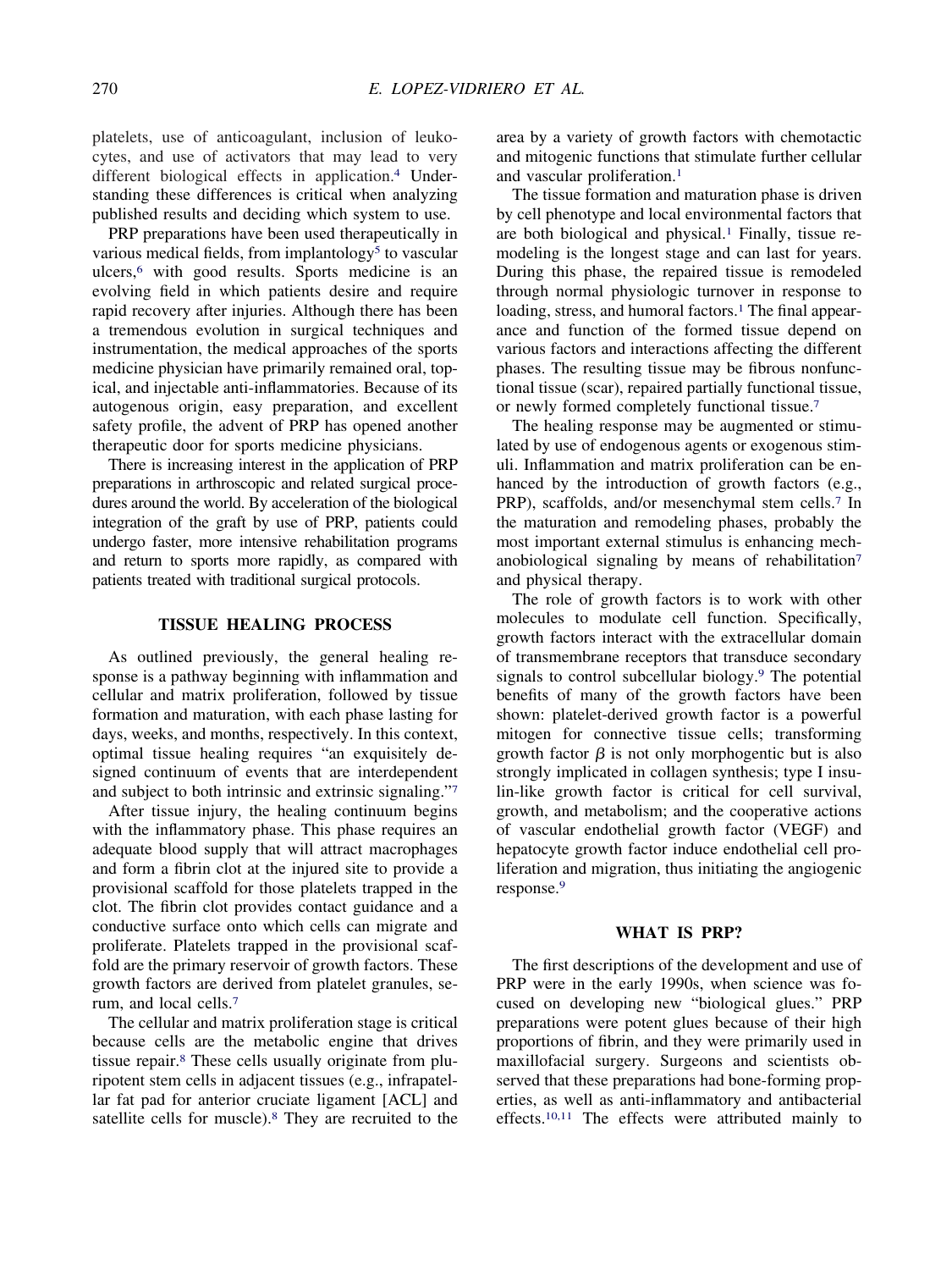platelets, use of anticoagulant, inclusion of leukocytes, and use of activators that may lead to very different biological effects in application.[4] Understanding these differences is critical when analyzing published results and deciding which system to use.

PRP preparations have been used therapeutically in various medical fields, from implantology[5] to vascular ulcers,[6] with good results. Sports medicine is an evolving field in which patients desire and require rapid recovery after injuries. Although there has been a tremendous evolution in surgical techniques and instrumentation, the medical approaches of the sports medicine physician have primarily remained oral, topical, and injectable anti-inflammatories. Because of its autogenous origin, easy preparation, and excellent safety profile, the advent of PRP has opened another therapeutic door for sports medicine physicians.

There is increasing interest in the application of PRP preparations in arthroscopic and related surgical procedures around the world. By acceleration of the biological integration of the graft by use of PRP, patients could undergo faster, more intensive rehabilitation programs and return to sports more rapidly, as compared with patients treated with traditional surgical protocols.

## TISSUE HEALING PROCESS

As outlined previously, the general healing response is a pathway beginning with inflammation and cellular and matrix proliferation, followed by tissue formation and maturation, with each phase lasting for days, weeks, and months, respectively. In this context, optimal tissue healing requires "an exquisitely designed continuum of events that are interdependent and subject to both intrinsic and extrinsic signaling."[7]

After tissue injury, the healing continuum begins with the inflammatory phase. This phase requires an adequate blood supply that will attract macrophages and form a fibrin clot at the injured site to provide a provisional scaffold for those platelets trapped in the clot. The fibrin clot provides contact guidance and a conductive surface onto which cells can migrate and proliferate. Platelets trapped in the provisional scaffold are the primary reservoir of growth factors. These growth factors are derived from platelet granules, serum, and local cells.[7]

The cellular and matrix proliferation stage is critical because cells are the metabolic engine that drives tissue repair.[8] These cells usually originate from pluripotent stem cells in adjacent tissues (e.g., infrapatellar fat pad for anterior cruciate ligament [ACL] and satellite cells for muscle).[8] They are recruited to the area by a variety of growth factors with chemotactic and mitogenic functions that stimulate further cellular and vascular proliferation.[1]

The tissue formation and maturation phase is driven by cell phenotype and local environmental factors that are both biological and physical.[1] Finally, tissue remodeling is the longest stage and can last for years. During this phase, the repaired tissue is remodeled through normal physiologic turnover in response to loading, stress, and humoral factors.[1] The final appearance and function of the formed tissue depend on various factors and interactions affecting the different phases. The resulting tissue may be fibrous nonfunctional tissue (scar), repaired partially functional tissue, or newly formed completely functional tissue.[7]

The healing response may be augmented or stimulated by use of endogenous agents or exogenous stimuli. Inflammation and matrix proliferation can be enhanced by the introduction of growth factors (e.g., PRP), scaffolds, and/or mesenchymal stem cells.[7] In the maturation and remodeling phases, probably the most important external stimulus is enhancing mechanobiological signaling by means of rehabilitation[7] and physical therapy.

The role of growth factors is to work with other molecules to modulate cell function. Specifically, growth factors interact with the extracellular domain of transmembrane receptors that transduce secondary signals to control subcellular biology.[9] The potential benefits of many of the growth factors have been shown: platelet-derived growth factor is a powerful mitogen for connective tissue cells; transforming growth factor $\beta$ is not only morphogentic but is also strongly implicated in collagen synthesis; type I insulin-like growth factor is critical for cell survival, growth, and metabolism; and the cooperative actions of vascular endothelial growth factor (VEGF) and hepatocyte growth factor induce endothelial cell proliferation and migration, thus initiating the angiogenic response.[9]

## WHAT IS PRP?

The first descriptions of the development and use of PRP were in the early 1990s, when science was focused on developing new "biological glues." PRP preparations were potent glues because of their high proportions of fibrin, and they were primarily used in maxillofacial surgery. Surgeons and scientists observed that these preparations had bone-forming properties, as well as anti-inflammatory and antibacterial effects.[10,11] The effects were attributed mainly to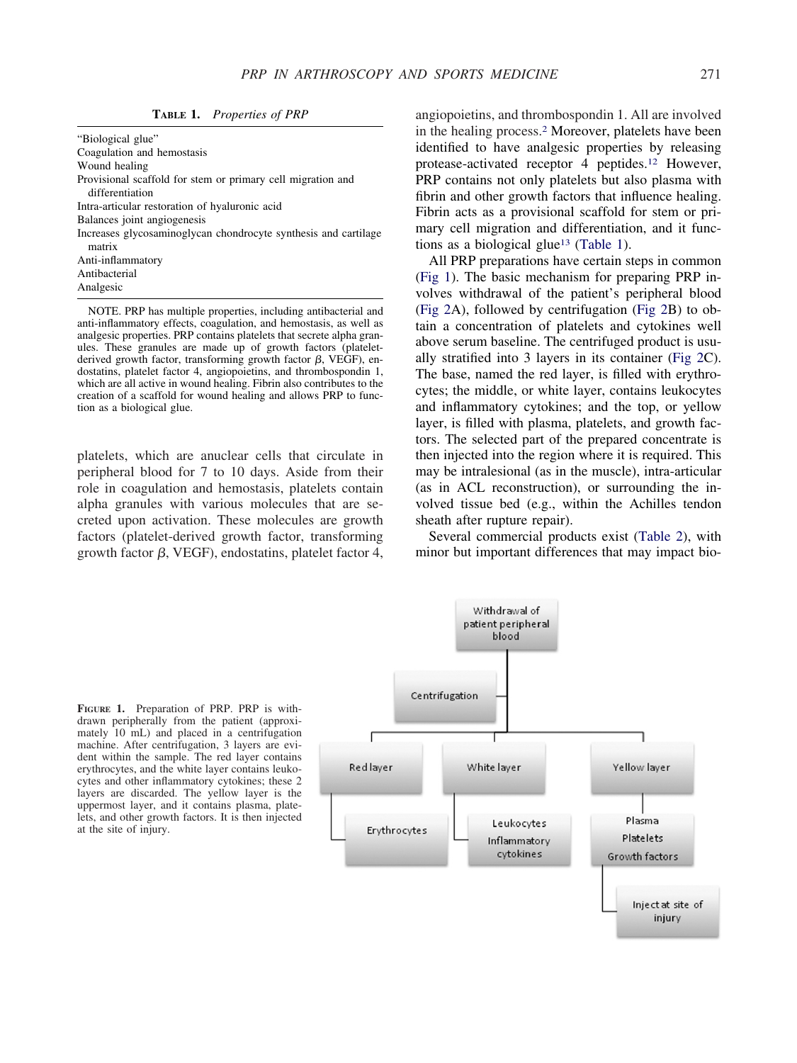**Table 1.** *Properties of PRP*

| Properties of PRP |
|---|
| "Biological glue" |
| Coagulation and hemostasis |
| Wound healing |
| Provisional scaffold for stem or primary cell migration and differentiation |
| Intra-articular restoration of hyaluronic acid |
| Balances joint angiogenesis |
| Increases glycosaminoglycan chondrocyte synthesis and cartilage matrix |
| Anti-inflammatory |
| Antibacterial |
| Analgesic |

NOTE. PRP has multiple properties, including antibacterial and anti-inflammatory effects, coagulation, and hemostasis, as well as analgesic properties. PRP contains platelets that secrete alpha granules. These granules are made up of growth factors (platelet-derived growth factor, transforming growth factor $\beta$, VEGF), endostatins, platelet factor 4, angiopoietins, and thrombospondin 1, which are all active in wound healing. Fibrin also contributes to the creation of a scaffold for wound healing and allows PRP to function as a biological glue.

platelets, which are anuclear cells that circulate in peripheral blood for 7 to 10 days. Aside from their role in coagulation and hemostasis, platelets contain alpha granules with various molecules that are secreted upon activation. These molecules are growth factors (platelet-derived growth factor, transforming growth factor $\beta$, VEGF), endostatins, platelet factor 4, angiopoietins, and thrombospondin 1. All are involved in the healing process.[2] Moreover, platelets have been identified to have analgesic properties by releasing protease-activated receptor 4 peptides.[12] However, PRP contains not only platelets but also plasma with fibrin and other growth factors that influence healing. Fibrin acts as a provisional scaffold for stem or primary cell migration and differentiation, and it functions as a biological glue[13] (Table 1).

All PRP preparations have certain steps in common (Fig 1). The basic mechanism for preparing PRP involves withdrawal of the patient's peripheral blood (Fig 2A), followed by centrifugation (Fig 2B) to obtain a concentration of platelets and cytokines well above serum baseline. The centrifuged product is usually stratified into 3 layers in its container (Fig 2C). The base, named the red layer, is filled with erythrocytes; the middle, or white layer, contains leukocytes and inflammatory cytokines; and the top, or yellow layer, is filled with plasma, platelets, and growth factors. The selected part of the prepared concentrate is then injected into the region where it is required. This may be intralesional (as in the muscle), intra-articular (as in ACL reconstruction), or surrounding the involved tissue bed (e.g., within the Achilles tendon sheath after rupture repair).

Several commercial products exist (Table 2), with minor but important differences that may impact bio-

Withdrawal of patient peripheral blood → Centrifugation → Red layer (Erythrocytes); White layer (Leukocytes, Inflammatory cytokines); Yellow layer (Plasma, Platelets, Growth factors) → Inject at site of injury

**Figure 1.** Preparation of PRP. PRP is withdrawn peripherally from the patient (approximately 10 mL) and placed in a centrifugation machine. After centrifugation, 3 layers are evident within the sample. The red layer contains erythrocytes, and the white layer contains leukocytes and other inflammatory cytokines; these 2 layers are discarded. The yellow layer is the uppermost layer, and it contains plasma, platelets, and other growth factors. It is then injected at the site of injury.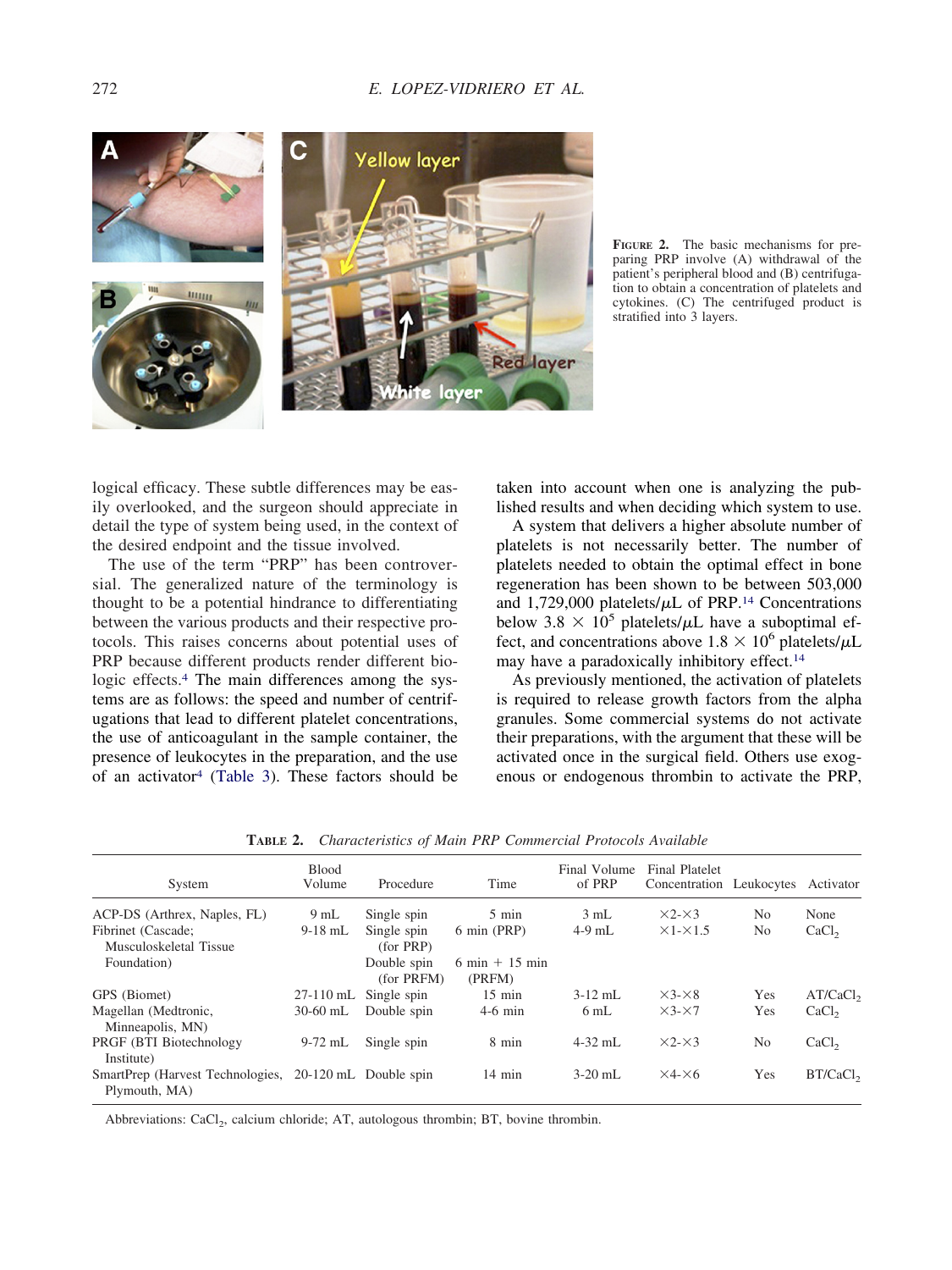**FIGURE 2.** The basic mechanisms for preparing PRP involve (A) withdrawal of the patient's peripheral blood and (B) centrifugation to obtain a concentration of platelets and cytokines. (C) The centrifuged product is stratified into 3 layers.

logical efficacy. These subtle differences may be easily overlooked, and the surgeon should appreciate in detail the type of system being used, in the context of the desired endpoint and the tissue involved.

The use of the term "PRP" has been controversial. The generalized nature of the terminology is thought to be a potential hindrance to differentiating between the various products and their respective protocols. This raises concerns about potential uses of PRP because different products render different biologic effects.[4] The main differences among the systems are as follows: the speed and number of centrifugations that lead to different platelet concentrations, the use of anticoagulant in the sample container, the presence of leukocytes in the preparation, and the use of an activator[4] (Table 3). These factors should be taken into account when one is analyzing the published results and when deciding which system to use.

A system that delivers a higher absolute number of platelets is not necessarily better. The number of platelets needed to obtain the optimal effect in bone regeneration has been shown to be between 503,000 and 1,729,000 platelets/$\mu$L of PRP.[14] Concentrations below $3.8 \times 10^5$ platelets/$\mu$L have a suboptimal effect, and concentrations above $1.8 \times 10^6$ platelets/$\mu$L may have a paradoxically inhibitory effect.[14]

As previously mentioned, the activation of platelets is required to release growth factors from the alpha granules. Some commercial systems do not activate their preparations, with the argument that these will be activated once in the surgical field. Others use exogenous or endogenous thrombin to activate the PRP,

**TABLE 2.** *Characteristics of Main PRP Commercial Protocols Available*

| System | Blood Volume | Procedure | Time | Final Volume of PRP | Final Platelet Concentration | Leukocytes | Activator |
|---|---|---|---|---|---|---|---|
| ACP-DS (Arthrex, Naples, FL) | 9 mL | Single spin | 5 min | 3 mL | ×2-×3 | No | None |
| Fibrinet (Cascade; Musculoskeletal Tissue Foundation) | 9-18 mL | Single spin (for PRP) | 6 min (PRP) | 4-9 mL | ×1-×1.5 | No | $CaCl_2$ |
| | | Double spin (for PRFM) | 6 min + 15 min (PRFM) | | | | |
| GPS (Biomet) | 27-110 mL | Single spin | 15 min | 3-12 mL | ×3-×8 | Yes | AT/$CaCl_2$ |
| Magellan (Medtronic, Minneapolis, MN) | 30-60 mL | Double spin | 4-6 min | 6 mL | ×3-×7 | Yes | $CaCl_2$ |
| PRGF (BTI Biotechnology Institute) | 9-72 mL | Single spin | 8 min | 4-32 mL | ×2-×3 | No | $CaCl_2$ |
| SmartPrep (Harvest Technologies, Plymouth, MA) | 20-120 mL | Double spin | 14 min | 3-20 mL | ×4-×6 | Yes | BT/$CaCl_2$ |

Abbreviations: $CaCl_2$, calcium chloride; AT, autologous thrombin; BT, bovine thrombin.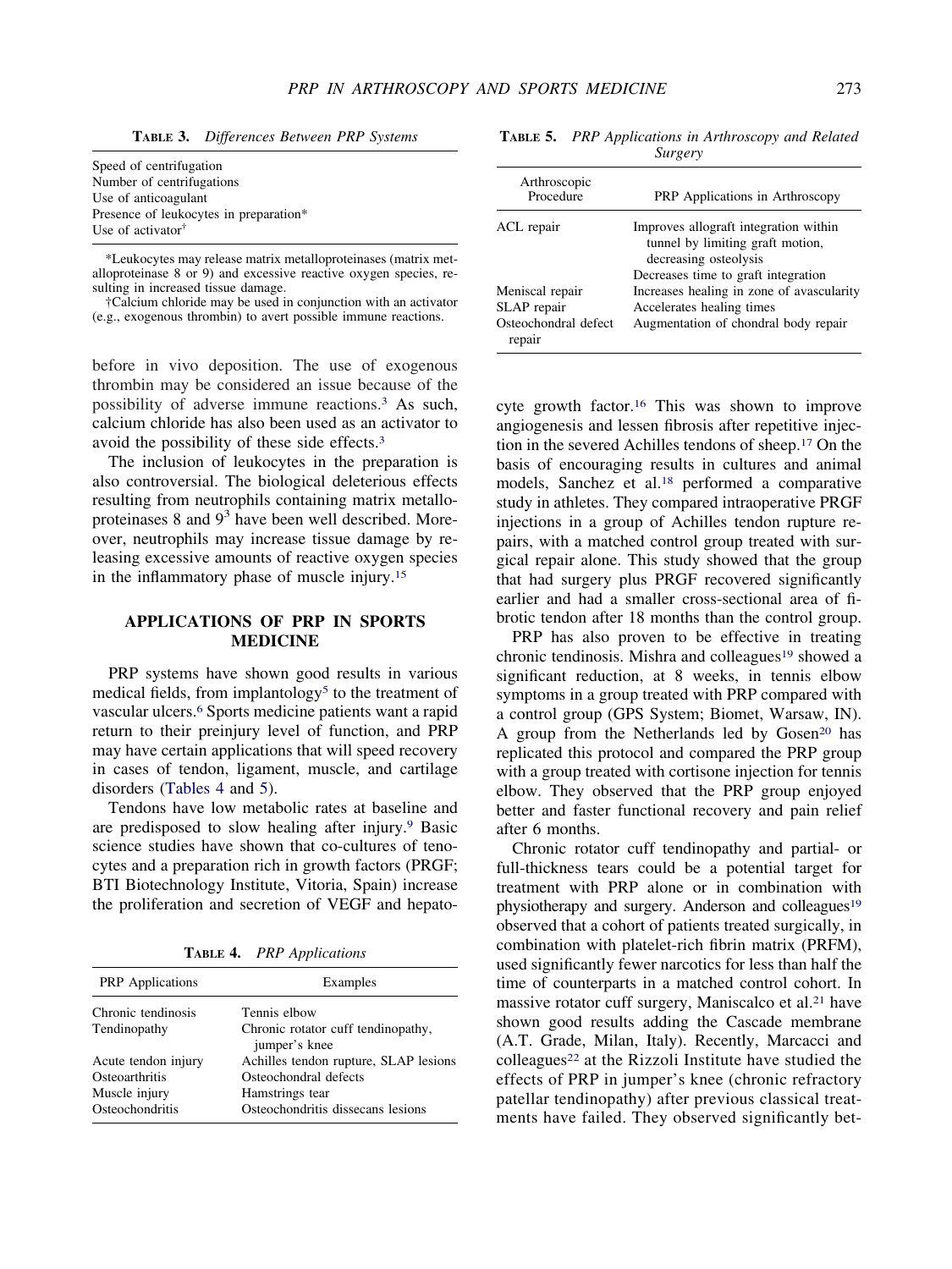**Table 3.** *Differences Between PRP Systems*

| |
|---|
| Speed of centrifugation |
| Number of centrifugations |
| Use of anticoagulant |
| Presence of leukocytes in preparation* |
| Use of activator† |

*Leukocytes may release matrix metalloproteinases (matrix metalloproteinase 8 or 9) and excessive reactive oxygen species, resulting in increased tissue damage.

†Calcium chloride may be used in conjunction with an activator (e.g., exogenous thrombin) to avert possible immune reactions.

before in vivo deposition. The use of exogenous thrombin may be considered an issue because of the possibility of adverse immune reactions.[3] As such, calcium chloride has also been used as an activator to avoid the possibility of these side effects.[3]

The inclusion of leukocytes in the preparation is also controversial. The biological deleterious effects resulting from neutrophils containing matrix metalloproteinases 8 and 9[3] have been well described. Moreover, neutrophils may increase tissue damage by releasing excessive amounts of reactive oxygen species in the inflammatory phase of muscle injury.[15]

## APPLICATIONS OF PRP IN SPORTS MEDICINE

PRP systems have shown good results in various medical fields, from implantology[5] to the treatment of vascular ulcers.[6] Sports medicine patients want a rapid return to their preinjury level of function, and PRP may have certain applications that will speed recovery in cases of tendon, ligament, muscle, and cartilage disorders (Tables 4 and 5).

Tendons have low metabolic rates at baseline and are predisposed to slow healing after injury.[9] Basic science studies have shown that co-cultures of tenocytes and a preparation rich in growth factors (PRGF; BTI Biotechnology Institute, Vitoria, Spain) increase the proliferation and secretion of VEGF and hepatocyte growth factor.[16] This was shown to improve angiogenesis and lessen fibrosis after repetitive injection in the severed Achilles tendons of sheep.[17] On the basis of encouraging results in cultures and animal models, Sanchez et al.[18] performed a comparative study in athletes. They compared intraoperative PRGF injections in a group of Achilles tendon rupture repairs, with a matched control group treated with surgical repair alone. This study showed that the group that had surgery plus PRGF recovered significantly earlier and had a smaller cross-sectional area of fibrotic tendon after 18 months than the control group.

**Table 4.** *PRP Applications*

| PRP Applications | Examples |
|---|---|
| Chronic tendinosis | Tennis elbow |
| Tendinopathy | Chronic rotator cuff tendinopathy, jumper's knee |
| Acute tendon injury | Achilles tendon rupture, SLAP lesions |
| Osteoarthritis | Osteochondral defects |
| Muscle injury | Hamstrings tear |
| Osteochondritis | Osteochondritis dissecans lesions |

**Table 5.** *PRP Applications in Arthroscopy and Related Surgery*

| Arthroscopic Procedure | PRP Applications in Arthroscopy |
|---|---|
| ACL repair | Improves allograft integration within tunnel by limiting graft motion, decreasing osteolysis |
| | Decreases time to graft integration |
| Meniscal repair | Increases healing in zone of avascularity |
| SLAP repair | Accelerates healing times |
| Osteochondral defect repair | Augmentation of chondral body repair |

PRP has also proven to be effective in treating chronic tendinosis. Mishra and colleagues[19] showed a significant reduction, at 8 weeks, in tennis elbow symptoms in a group treated with PRP compared with a control group (GPS System; Biomet, Warsaw, IN). A group from the Netherlands led by Gosen[20] has replicated this protocol and compared the PRP group with a group treated with cortisone injection for tennis elbow. They observed that the PRP group enjoyed better and faster functional recovery and pain relief after 6 months.

Chronic rotator cuff tendinopathy and partial- or full-thickness tears could be a potential target for treatment with PRP alone or in combination with physiotherapy and surgery. Anderson and colleagues[19] observed that a cohort of patients treated surgically, in combination with platelet-rich fibrin matrix (PRFM), used significantly fewer narcotics for less than half the time of counterparts in a matched control cohort. In massive rotator cuff surgery, Maniscalco et al.[21] have shown good results adding the Cascade membrane (A.T. Grade, Milan, Italy). Recently, Marcacci and colleagues[22] at the Rizzoli Institute have studied the effects of PRP in jumper's knee (chronic refractory patellar tendinopathy) after previous classical treatments have failed. They observed significantly bet-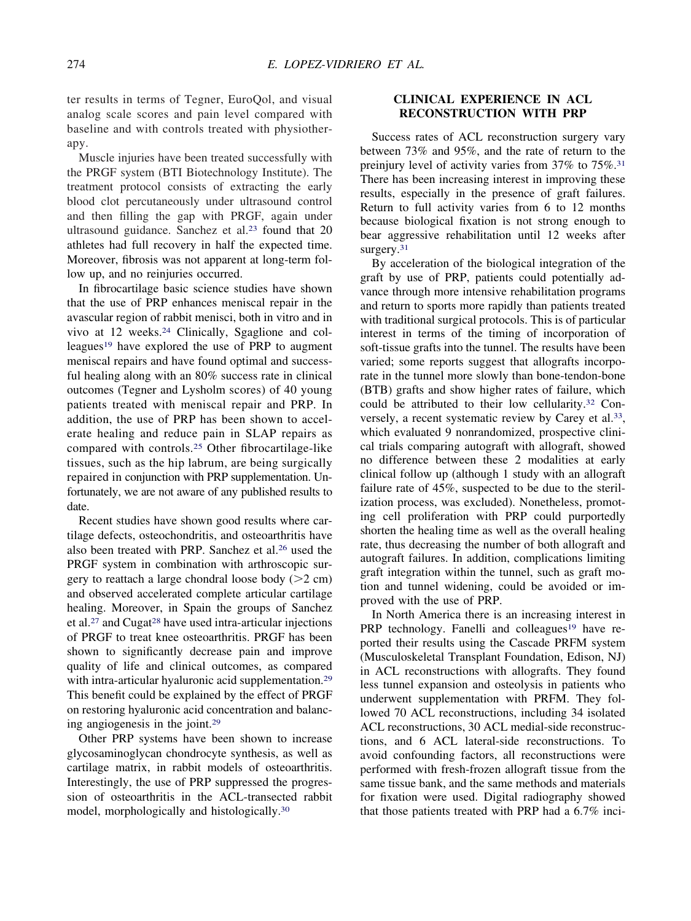ter results in terms of Tegner, EuroQol, and visual analog scale scores and pain level compared with baseline and with controls treated with physiotherapy.

Muscle injuries have been treated successfully with the PRGF system (BTI Biotechnology Institute). The treatment protocol consists of extracting the early blood clot percutaneously under ultrasound control and then filling the gap with PRGF, again under ultrasound guidance. Sanchez et al.[23] found that 20 athletes had full recovery in half the expected time. Moreover, fibrosis was not apparent at long-term follow up, and no reinjuries occurred.

In fibrocartilage basic science studies have shown that the use of PRP enhances meniscal repair in the avascular region of rabbit menisci, both in vitro and in vivo at 12 weeks.[24] Clinically, Sgaglione and colleagues[19] have explored the use of PRP to augment meniscal repairs and have found optimal and successful healing along with an 80% success rate in clinical outcomes (Tegner and Lysholm scores) of 40 young patients treated with meniscal repair and PRP. In addition, the use of PRP has been shown to accelerate healing and reduce pain in SLAP repairs as compared with controls.[25] Other fibrocartilage-like tissues, such as the hip labrum, are being surgically repaired in conjunction with PRP supplementation. Unfortunately, we are not aware of any published results to date.

Recent studies have shown good results where cartilage defects, osteochondritis, and osteoarthritis have also been treated with PRP. Sanchez et al.[26] used the PRGF system in combination with arthroscopic surgery to reattach a large chondral loose body (>2 cm) and observed accelerated complete articular cartilage healing. Moreover, in Spain the groups of Sanchez et al.[27] and Cugat[28] have used intra-articular injections of PRGF to treat knee osteoarthritis. PRGF has been shown to significantly decrease pain and improve quality of life and clinical outcomes, as compared with intra-articular hyaluronic acid supplementation.[29] This benefit could be explained by the effect of PRGF on restoring hyaluronic acid concentration and balancing angiogenesis in the joint.[29]

Other PRP systems have been shown to increase glycosaminoglycan chondrocyte synthesis, as well as cartilage matrix, in rabbit models of osteoarthritis. Interestingly, the use of PRP suppressed the progression of osteoarthritis in the ACL-transected rabbit model, morphologically and histologically.[30]

## CLINICAL EXPERIENCE IN ACL RECONSTRUCTION WITH PRP

Success rates of ACL reconstruction surgery vary between 73% and 95%, and the rate of return to the preinjury level of activity varies from 37% to 75%.[31] There has been increasing interest in improving these results, especially in the presence of graft failures. Return to full activity varies from 6 to 12 months because biological fixation is not strong enough to bear aggressive rehabilitation until 12 weeks after surgery.[31]

By acceleration of the biological integration of the graft by use of PRP, patients could potentially advance through more intensive rehabilitation programs and return to sports more rapidly than patients treated with traditional surgical protocols. This is of particular interest in terms of the timing of incorporation of soft-tissue grafts into the tunnel. The results have been varied; some reports suggest that allografts incorporate in the tunnel more slowly than bone-tendon-bone (BTB) grafts and show higher rates of failure, which could be attributed to their low cellularity.[32] Conversely, a recent systematic review by Carey et al.[33], which evaluated 9 nonrandomized, prospective clinical trials comparing autograft with allograft, showed no difference between these 2 modalities at early clinical follow up (although 1 study with an allograft failure rate of 45%, suspected to be due to the sterilization process, was excluded). Nonetheless, promoting cell proliferation with PRP could purportedly shorten the healing time as well as the overall healing rate, thus decreasing the number of both allograft and autograft failures. In addition, complications limiting graft integration within the tunnel, such as graft motion and tunnel widening, could be avoided or improved with the use of PRP.

In North America there is an increasing interest in PRP technology. Fanelli and colleagues[19] have reported their results using the Cascade PRFM system (Musculoskeletal Transplant Foundation, Edison, NJ) in ACL reconstructions with allografts. They found less tunnel expansion and osteolysis in patients who underwent supplementation with PRFM. They followed 70 ACL reconstructions, including 34 isolated ACL reconstructions, 30 ACL medial-side reconstructions, and 6 ACL lateral-side reconstructions. To avoid confounding factors, all reconstructions were performed with fresh-frozen allograft tissue from the same tissue bank, and the same methods and materials for fixation were used. Digital radiography showed that those patients treated with PRP had a 6.7% inci-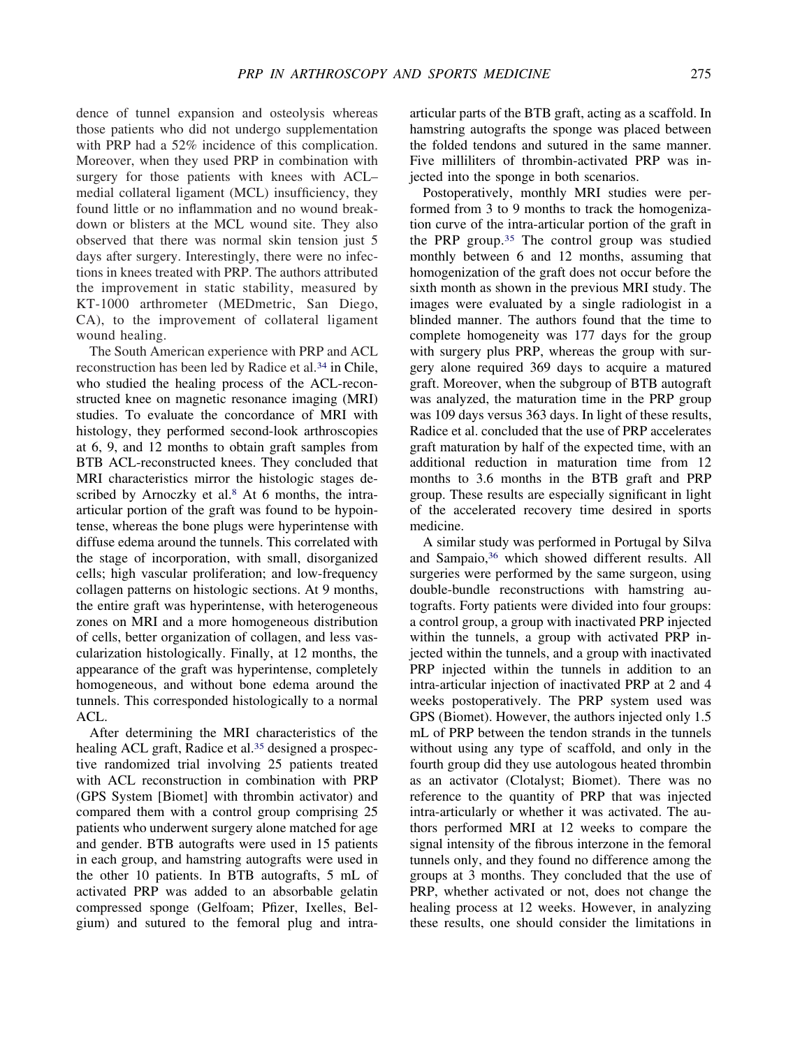dence of tunnel expansion and osteolysis whereas those patients who did not undergo supplementation with PRP had a 52% incidence of this complication. Moreover, when they used PRP in combination with surgery for those patients with knees with ACL–medial collateral ligament (MCL) insufficiency, they found little or no inflammation and no wound breakdown or blisters at the MCL wound site. They also observed that there was normal skin tension just 5 days after surgery. Interestingly, there were no infections in knees treated with PRP. The authors attributed the improvement in static stability, measured by KT-1000 arthrometer (MEDmetric, San Diego, CA), to the improvement of collateral ligament wound healing.

The South American experience with PRP and ACL reconstruction has been led by Radice et al.[34] in Chile, who studied the healing process of the ACL-reconstructed knee on magnetic resonance imaging (MRI) studies. To evaluate the concordance of MRI with histology, they performed second-look arthroscopies at 6, 9, and 12 months to obtain graft samples from BTB ACL-reconstructed knees. They concluded that MRI characteristics mirror the histologic stages described by Arnoczky et al.[8] At 6 months, the intra-articular portion of the graft was found to be hypointense, whereas the bone plugs were hyperintense with diffuse edema around the tunnels. This correlated with the stage of incorporation, with small, disorganized cells; high vascular proliferation; and low-frequency collagen patterns on histologic sections. At 9 months, the entire graft was hyperintense, with heterogeneous zones on MRI and a more homogeneous distribution of cells, better organization of collagen, and less vascularization histologically. Finally, at 12 months, the appearance of the graft was hyperintense, completely homogeneous, and without bone edema around the tunnels. This corresponded histologically to a normal ACL.

After determining the MRI characteristics of the healing ACL graft, Radice et al.[35] designed a prospective randomized trial involving 25 patients treated with ACL reconstruction in combination with PRP (GPS System [Biomet] with thrombin activator) and compared them with a control group comprising 25 patients who underwent surgery alone matched for age and gender. BTB autografts were used in 15 patients in each group, and hamstring autografts were used in the other 10 patients. In BTB autografts, 5 mL of activated PRP was added to an absorbable gelatin compressed sponge (Gelfoam; Pfizer, Ixelles, Belgium) and sutured to the femoral plug and intra-articular parts of the BTB graft, acting as a scaffold. In hamstring autografts the sponge was placed between the folded tendons and sutured in the same manner. Five milliliters of thrombin-activated PRP was injected into the sponge in both scenarios.

Postoperatively, monthly MRI studies were performed from 3 to 9 months to track the homogenization curve of the intra-articular portion of the graft in the PRP group.[35] The control group was studied monthly between 6 and 12 months, assuming that homogenization of the graft does not occur before the sixth month as shown in the previous MRI study. The images were evaluated by a single radiologist in a blinded manner. The authors found that the time to complete homogeneity was 177 days for the group with surgery plus PRP, whereas the group with surgery alone required 369 days to acquire a matured graft. Moreover, when the subgroup of BTB autograft was analyzed, the maturation time in the PRP group was 109 days versus 363 days. In light of these results, Radice et al. concluded that the use of PRP accelerates graft maturation by half of the expected time, with an additional reduction in maturation time from 12 months to 3.6 months in the BTB graft and PRP group. These results are especially significant in light of the accelerated recovery time desired in sports medicine.

A similar study was performed in Portugal by Silva and Sampaio,[36] which showed different results. All surgeries were performed by the same surgeon, using double-bundle reconstructions with hamstring autografts. Forty patients were divided into four groups: a control group, a group with inactivated PRP injected within the tunnels, a group with activated PRP injected within the tunnels, and a group with inactivated PRP injected within the tunnels in addition to an intra-articular injection of inactivated PRP at 2 and 4 weeks postoperatively. The PRP system used was GPS (Biomet). However, the authors injected only 1.5 mL of PRP between the tendon strands in the tunnels without using any type of scaffold, and only in the fourth group did they use autologous heated thrombin as an activator (Clotalyst; Biomet). There was no reference to the quantity of PRP that was injected intra-articularly or whether it was activated. The authors performed MRI at 12 weeks to compare the signal intensity of the fibrous interzone in the femoral tunnels only, and they found no difference among the groups at 3 months. They concluded that the use of PRP, whether activated or not, does not change the healing process at 12 weeks. However, in analyzing these results, one should consider the limitations in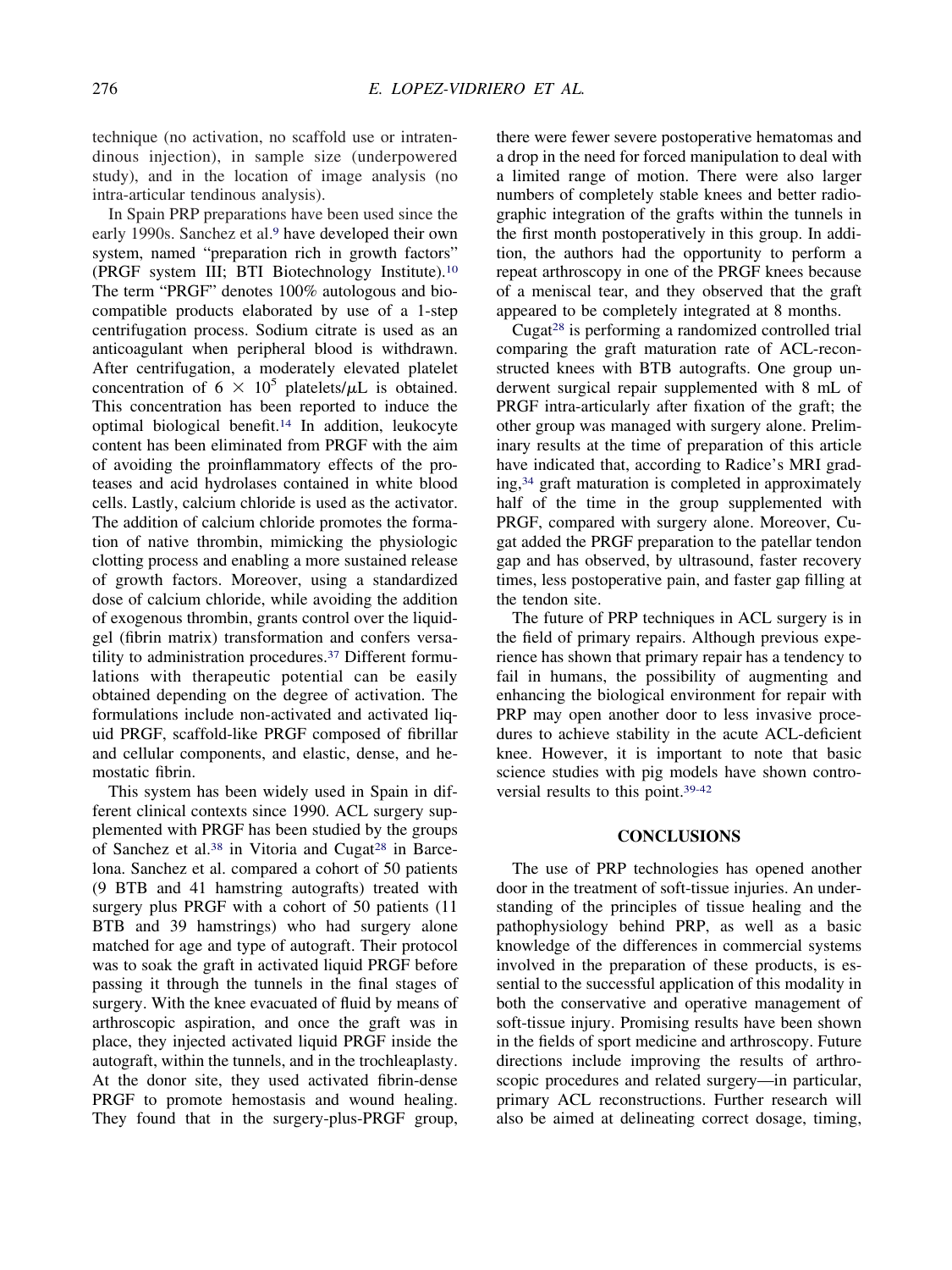technique (no activation, no scaffold use or intratendinous injection), in sample size (underpowered study), and in the location of image analysis (no intra-articular tendinous analysis).

In Spain PRP preparations have been used since the early 1990s. Sanchez et al.[9] have developed their own system, named "preparation rich in growth factors" (PRGF system III; BTI Biotechnology Institute).[10] The term "PRGF" denotes 100% autologous and biocompatible products elaborated by use of a 1-step centrifugation process. Sodium citrate is used as an anticoagulant when peripheral blood is withdrawn. After centrifugation, a moderately elevated platelet concentration of $6 \times 10^5$ platelets/$\mu$L is obtained. This concentration has been reported to induce the optimal biological benefit.[14] In addition, leukocyte content has been eliminated from PRGF with the aim of avoiding the proinflammatory effects of the proteases and acid hydrolases contained in white blood cells. Lastly, calcium chloride is used as the activator. The addition of calcium chloride promotes the formation of native thrombin, mimicking the physiologic clotting process and enabling a more sustained release of growth factors. Moreover, using a standardized dose of calcium chloride, while avoiding the addition of exogenous thrombin, grants control over the liquid-gel (fibrin matrix) transformation and confers versatility to administration procedures.[37] Different formulations with therapeutic potential can be easily obtained depending on the degree of activation. The formulations include non-activated and activated liquid PRGF, scaffold-like PRGF composed of fibrillar and cellular components, and elastic, dense, and hemostatic fibrin.

This system has been widely used in Spain in different clinical contexts since 1990. ACL surgery supplemented with PRGF has been studied by the groups of Sanchez et al.[38] in Vitoria and Cugat[28] in Barcelona. Sanchez et al. compared a cohort of 50 patients (9 BTB and 41 hamstring autografts) treated with surgery plus PRGF with a cohort of 50 patients (11 BTB and 39 hamstrings) who had surgery alone matched for age and type of autograft. Their protocol was to soak the graft in activated liquid PRGF before passing it through the tunnels in the final stages of surgery. With the knee evacuated of fluid by means of arthroscopic aspiration, and once the graft was in place, they injected activated liquid PRGF inside the autograft, within the tunnels, and in the trochleaplasty. At the donor site, they used activated fibrin-dense PRGF to promote hemostasis and wound healing. They found that in the surgery-plus-PRGF group, there were fewer severe postoperative hematomas and a drop in the need for forced manipulation to deal with a limited range of motion. There were also larger numbers of completely stable knees and better radiographic integration of the grafts within the tunnels in the first month postoperatively in this group. In addition, the authors had the opportunity to perform a repeat arthroscopy in one of the PRGF knees because of a meniscal tear, and they observed that the graft appeared to be completely integrated at 8 months.

Cugat[28] is performing a randomized controlled trial comparing the graft maturation rate of ACL-reconstructed knees with BTB autografts. One group underwent surgical repair supplemented with 8 mL of PRGF intra-articularly after fixation of the graft; the other group was managed with surgery alone. Preliminary results at the time of preparation of this article have indicated that, according to Radice's MRI grading,[34] graft maturation is completed in approximately half of the time in the group supplemented with PRGF, compared with surgery alone. Moreover, Cugat added the PRGF preparation to the patellar tendon gap and has observed, by ultrasound, faster recovery times, less postoperative pain, and faster gap filling at the tendon site.

The future of PRP techniques in ACL surgery is in the field of primary repairs. Although previous experience has shown that primary repair has a tendency to fail in humans, the possibility of augmenting and enhancing the biological environment for repair with PRP may open another door to less invasive procedures to achieve stability in the acute ACL-deficient knee. However, it is important to note that basic science studies with pig models have shown controversial results to this point.[39-42]

## CONCLUSIONS

The use of PRP technologies has opened another door in the treatment of soft-tissue injuries. An understanding of the principles of tissue healing and the pathophysiology behind PRP, as well as a basic knowledge of the differences in commercial systems involved in the preparation of these products, is essential to the successful application of this modality in both the conservative and operative management of soft-tissue injury. Promising results have been shown in the fields of sport medicine and arthroscopy. Future directions include improving the results of arthroscopic procedures and related surgery—in particular, primary ACL reconstructions. Further research will also be aimed at delineating correct dosage, timing,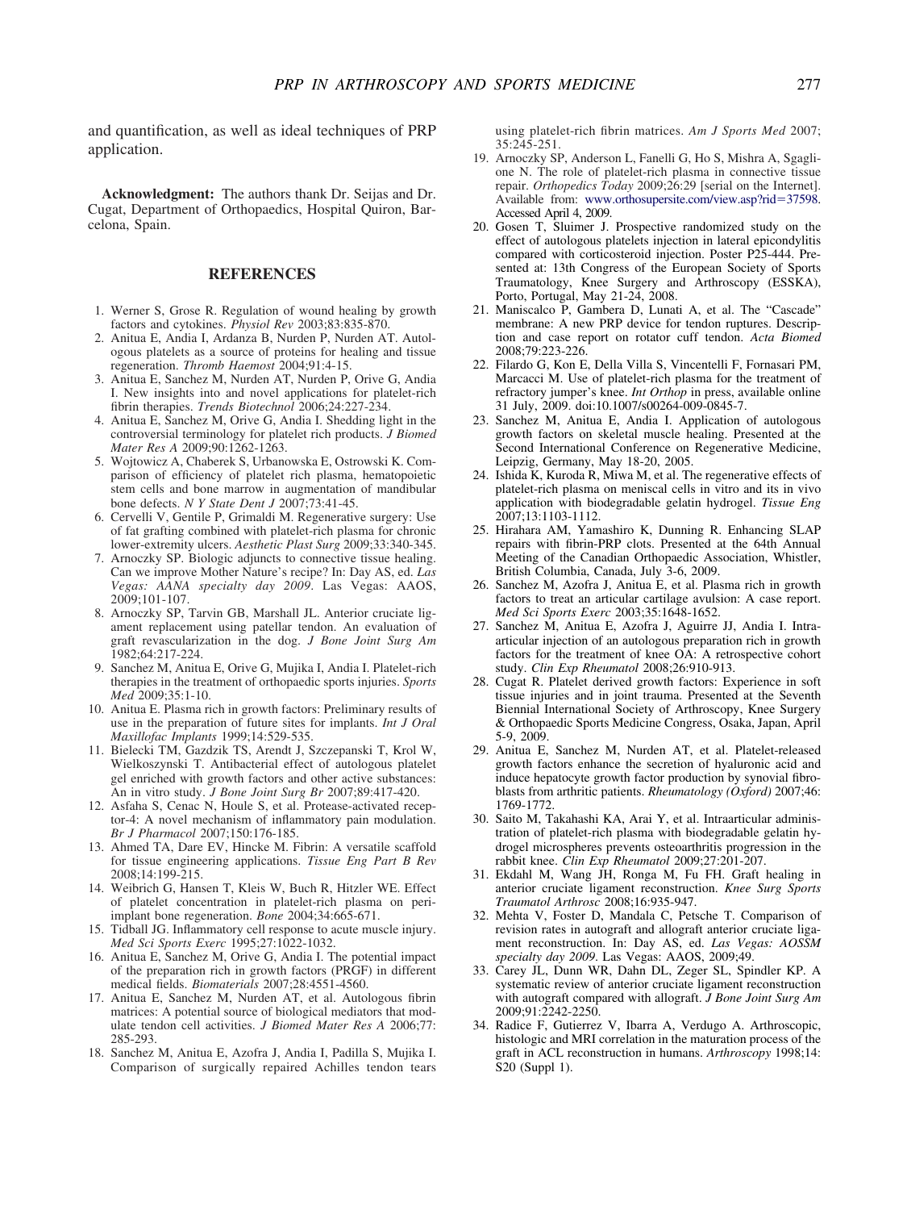and quantification, as well as ideal techniques of PRP application.

**Acknowledgment:** The authors thank Dr. Seijas and Dr. Cugat, Department of Orthopaedics, Hospital Quiron, Barcelona, Spain.

## REFERENCES

1. Werner S, Grose R. Regulation of wound healing by growth factors and cytokines. *Physiol Rev* 2003;83:835-870.
2. Anitua E, Andia I, Ardanza B, Nurden P, Nurden AT. Autologous platelets as a source of proteins for healing and tissue regeneration. *Thromb Haemost* 2004;91:4-15.
3. Anitua E, Sanchez M, Nurden AT, Nurden P, Orive G, Andia I. New insights into and novel applications for platelet-rich fibrin therapies. *Trends Biotechnol* 2006;24:227-234.
4. Anitua E, Sanchez M, Orive G, Andia I. Shedding light in the controversial terminology for platelet rich products. *J Biomed Mater Res A* 2009;90:1262-1263.
5. Wojtowicz A, Chaberek S, Urbanowska E, Ostrowski K. Comparison of efficiency of platelet rich plasma, hematopoietic stem cells and bone marrow in augmentation of mandibular bone defects. *N Y State Dent J* 2007;73:41-45.
6. Cervelli V, Gentile P, Grimaldi M. Regenerative surgery: Use of fat grafting combined with platelet-rich plasma for chronic lower-extremity ulcers. *Aesthetic Plast Surg* 2009;33:340-345.
7. Arnoczky SP. Biologic adjuncts to connective tissue healing. Can we improve Mother Nature's recipe? In: Day AS, ed. *Las Vegas: AANA specialty day 2009*. Las Vegas: AAOS, 2009;101-107.
8. Arnoczky SP, Tarvin GB, Marshall JL. Anterior cruciate ligament replacement using patellar tendon. An evaluation of graft revascularization in the dog. *J Bone Joint Surg Am* 1982;64:217-224.
9. Sanchez M, Anitua E, Orive G, Mujika I, Andia I. Platelet-rich therapies in the treatment of orthopaedic sports injuries. *Sports Med* 2009;35:1-10.
10. Anitua E. Plasma rich in growth factors: Preliminary results of use in the preparation of future sites for implants. *Int J Oral Maxillofac Implants* 1999;14:529-535.
11. Bielecki TM, Gazdzik TS, Arendt J, Szczepanski T, Krol W, Wielkoszynski T. Antibacterial effect of autologous platelet gel enriched with growth factors and other active substances: An in vitro study. *J Bone Joint Surg Br* 2007;89:417-420.
12. Asfaha S, Cenac N, Houle S, et al. Protease-activated receptor-4: A novel mechanism of inflammatory pain modulation. *Br J Pharmacol* 2007;150:176-185.
13. Ahmed TA, Dare EV, Hincke M. Fibrin: A versatile scaffold for tissue engineering applications. *Tissue Eng Part B Rev* 2008;14:199-215.
14. Weibrich G, Hansen T, Kleis W, Buch R, Hitzler WE. Effect of platelet concentration in platelet-rich plasma on peri-implant bone regeneration. *Bone* 2004;34:665-671.
15. Tidball JG. Inflammatory cell response to acute muscle injury. *Med Sci Sports Exerc* 1995;27:1022-1032.
16. Anitua E, Sanchez M, Orive G, Andia I. The potential impact of the preparation rich in growth factors (PRGF) in different medical fields. *Biomaterials* 2007;28:4551-4560.
17. Anitua E, Sanchez M, Nurden AT, et al. Autologous fibrin matrices: A potential source of biological mediators that modulate tendon cell activities. *J Biomed Mater Res A* 2006;77: 285-293.
18. Sanchez M, Anitua E, Azofra J, Andia I, Padilla S, Mujika I. Comparison of surgically repaired Achilles tendon tears using platelet-rich fibrin matrices. *Am J Sports Med* 2007; 35:245-251.
19. Arnoczky SP, Anderson L, Fanelli G, Ho S, Mishra A, Sgaglione N. The role of platelet-rich plasma in connective tissue repair. *Orthopedics Today* 2009;26:29 [serial on the Internet]. Available from: www.orthosupersite.com/view.asp?rid=37598. Accessed April 4, 2009.
20. Gosen T, Sluimer J. Prospective randomized study on the effect of autologous platelets injection in lateral epicondylitis compared with corticosteroid injection. Poster P25-444. Presented at: 13th Congress of the European Society of Sports Traumatology, Knee Surgery and Arthroscopy (ESSKA), Porto, Portugal, May 21-24, 2008.
21. Maniscalco P, Gambera D, Lunati A, et al. The "Cascade" membrane: A new PRP device for tendon ruptures. Description and case report on rotator cuff tendon. *Acta Biomed* 2008;79:223-226.
22. Filardo G, Kon E, Della Villa S, Vincentelli F, Fornasari PM, Marcacci M. Use of platelet-rich plasma for the treatment of refractory jumper's knee. *Int Orthop* in press, available online 31 July, 2009. doi:10.1007/s00264-009-0845-7.
23. Sanchez M, Anitua E, Andia I. Application of autologous growth factors on skeletal muscle healing. Presented at the Second International Conference on Regenerative Medicine, Leipzig, Germany, May 18-20, 2005.
24. Ishida K, Kuroda R, Miwa M, et al. The regenerative effects of platelet-rich plasma on meniscal cells in vitro and its in vivo application with biodegradable gelatin hydrogel. *Tissue Eng* 2007;13:1103-1112.
25. Hirahara AM, Yamashiro K, Dunning R. Enhancing SLAP repairs with fibrin-PRP clots. Presented at the 64th Annual Meeting of the Canadian Orthopaedic Association, Whistler, British Columbia, Canada, July 3-6, 2009.
26. Sanchez M, Azofra J, Anitua E, et al. Plasma rich in growth factors to treat an articular cartilage avulsion: A case report. *Med Sci Sports Exerc* 2003;35:1648-1652.
27. Sanchez M, Anitua E, Azofra J, Aguirre JJ, Andia I. Intra-articular injection of an autologous preparation rich in growth factors for the treatment of knee OA: A retrospective cohort study. *Clin Exp Rheumatol* 2008;26:910-913.
28. Cugat R. Platelet derived growth factors: Experience in soft tissue injuries and in joint trauma. Presented at the Seventh Biennial International Society of Arthroscopy, Knee Surgery & Orthopaedic Sports Medicine Congress, Osaka, Japan, April 5-9, 2009.
29. Anitua E, Sanchez M, Nurden AT, et al. Platelet-released growth factors enhance the secretion of hyaluronic acid and induce hepatocyte growth factor production by synovial fibroblasts from arthritic patients. *Rheumatology (Oxford)* 2007;46: 1769-1772.
30. Saito M, Takahashi KA, Arai Y, et al. Intraarticular administration of platelet-rich plasma with biodegradable gelatin hydrogel microspheres prevents osteoarthritis progression in the rabbit knee. *Clin Exp Rheumatol* 2009;27:201-207.
31. Ekdahl M, Wang JH, Ronga M, Fu FH. Graft healing in anterior cruciate ligament reconstruction. *Knee Surg Sports Traumatol Arthrosc* 2008;16:935-947.
32. Mehta V, Foster D, Mandala C, Petsche T. Comparison of revision rates in autograft and allograft anterior cruciate ligament reconstruction. In: Day AS, ed. *Las Vegas: AOSSM specialty day 2009*. Las Vegas: AAOS, 2009;49.
33. Carey JL, Dunn WR, Dahn DL, Zeger SL, Spindler KP. A systematic review of anterior cruciate ligament reconstruction with autograft compared with allograft. *J Bone Joint Surg Am* 2009;91:2242-2250.
34. Radice F, Gutierrez V, Ibarra A, Verdugo A. Arthroscopic, histologic and MRI correlation in the maturation process of the graft in ACL reconstruction in humans. *Arthroscopy* 1998;14: S20 (Suppl 1).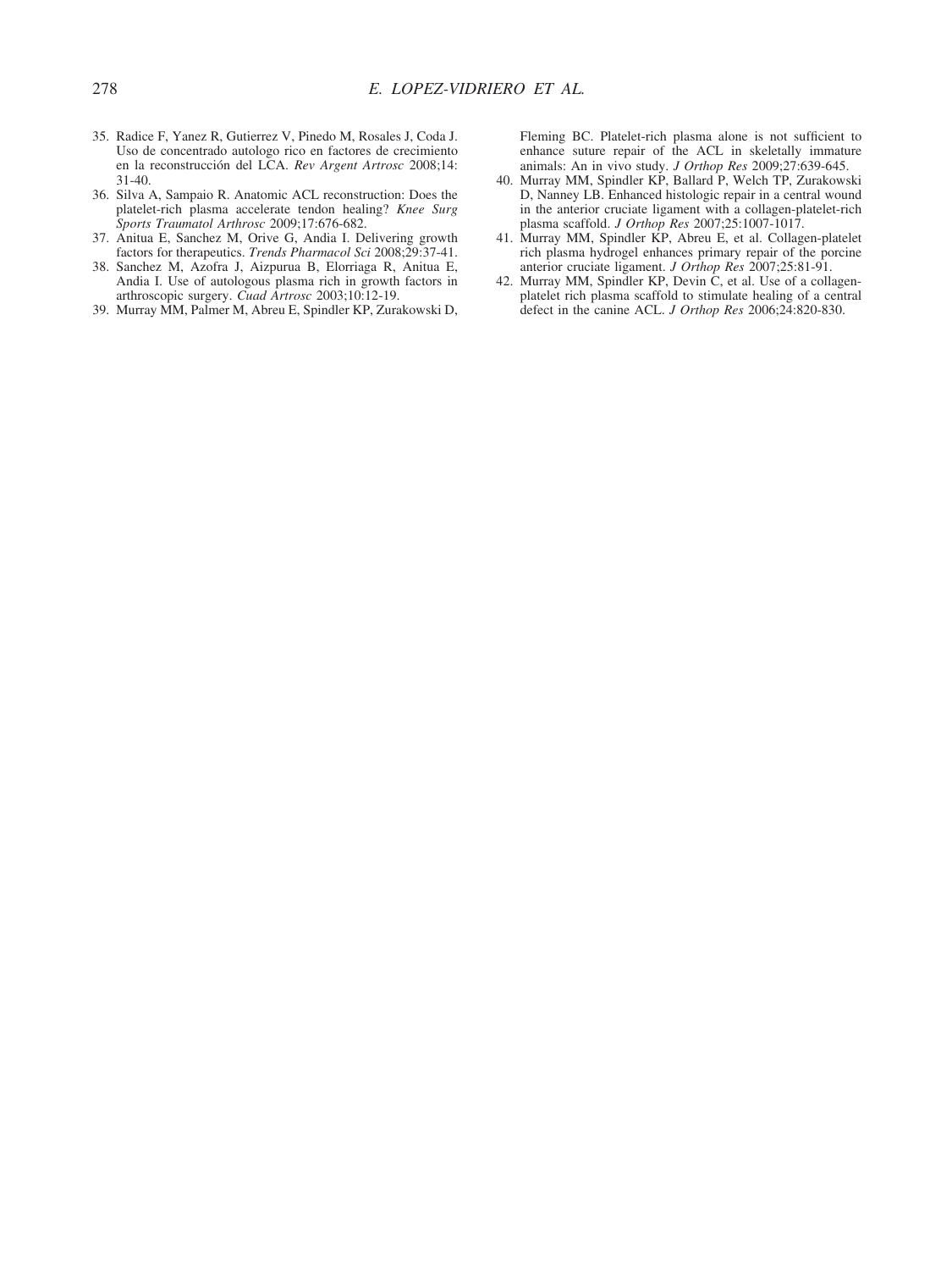35. Radice F, Yanez R, Gutierrez V, Pinedo M, Rosales J, Coda J. Uso de concentrado autologo rico en factores de crecimiento en la reconstrucción del LCA. *Rev Argent Artrosc* 2008;14: 31-40.
36. Silva A, Sampaio R. Anatomic ACL reconstruction: Does the platelet-rich plasma accelerate tendon healing? *Knee Surg Sports Traumatol Arthrosc* 2009;17:676-682.
37. Anitua E, Sanchez M, Orive G, Andia I. Delivering growth factors for therapeutics. *Trends Pharmacol Sci* 2008;29:37-41.
38. Sanchez M, Azofra J, Aizpurua B, Elorriaga R, Anitua E, Andia I. Use of autologous plasma rich in growth factors in arthroscopic surgery. *Cuad Artrosc* 2003;10:12-19.
39. Murray MM, Palmer M, Abreu E, Spindler KP, Zurakowski D, Fleming BC. Platelet-rich plasma alone is not sufficient to enhance suture repair of the ACL in skeletally immature animals: An in vivo study. *J Orthop Res* 2009;27:639-645.
40. Murray MM, Spindler KP, Ballard P, Welch TP, Zurakowski D, Nanney LB. Enhanced histologic repair in a central wound in the anterior cruciate ligament with a collagen-platelet-rich plasma scaffold. *J Orthop Res* 2007;25:1007-1017.
41. Murray MM, Spindler KP, Abreu E, et al. Collagen-platelet rich plasma hydrogel enhances primary repair of the porcine anterior cruciate ligament. *J Orthop Res* 2007;25:81-91.
42. Murray MM, Spindler KP, Devin C, et al. Use of a collagen-platelet rich plasma scaffold to stimulate healing of a central defect in the canine ACL. *J Orthop Res* 2006;24:820-830.